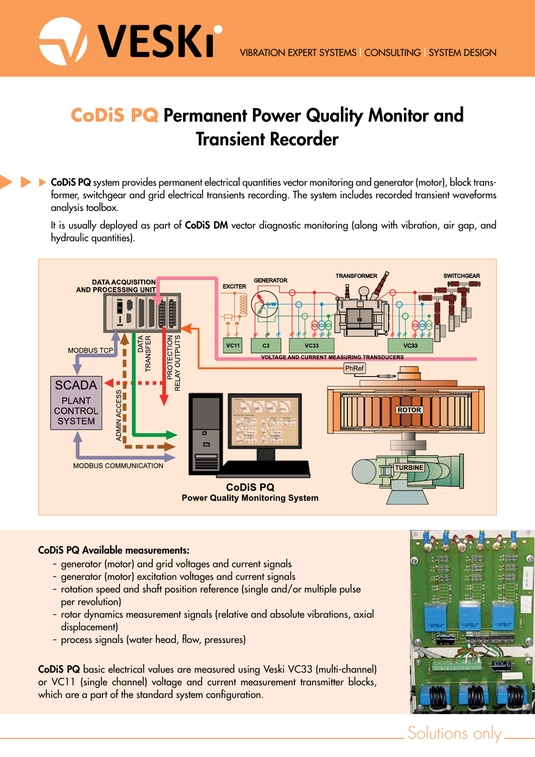# CoDiS PQ Permanent Power Quality Monitor and Transient Recorder

**CoDiS PQ** system provides permanent electrical quantities vector monitoring and generator (motor), block transformer, switchgear and grid electrical transients recording. The system includes recorded transient waveforms analysis toolbox.

It is usually deployed as part of **CoDiS DM** vector diagnostic monitoring (along with vibration, air gap, and hydraulic quantities).

**CoDiS PQ Available measurements:**

- generator (motor) and grid voltages and current signals
- generator (motor) excitation voltages and current signals
- rotation speed and shaft position reference (single and/or multiple pulse per revolution)
- rotor dynamics measurement signals (relative and absolute vibrations, axial displacement)
- process signals (water head, flow, pressures)

**CoDiS PQ** basic electrical values are measured using Veski VC33 (multi-channel) or VC11 (single channel) voltage and current measurement transmitter blocks, which are a part of the standard system configuration.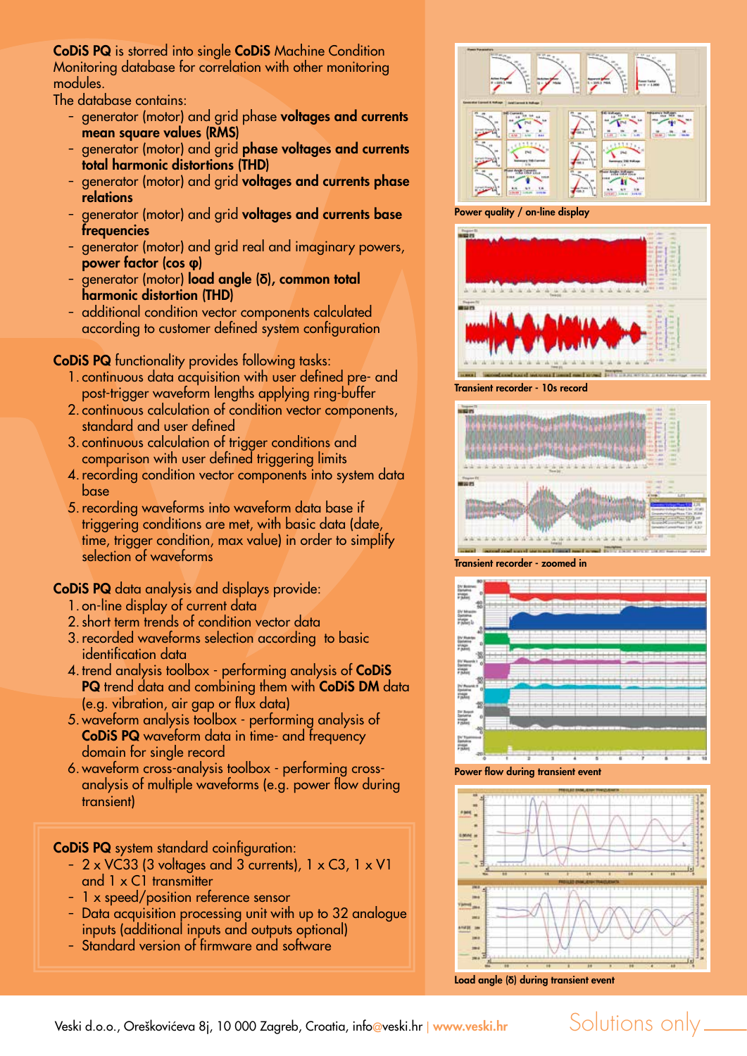**CoDiS PQ** is storred into single **CoDiS** Machine Condition Monitoring database for correlation with other monitoring modules.

The database contains:

- generator (motor) and grid phase **voltages and currents mean square values (RMS)**
- generator (motor) and grid **phase voltages and currents total harmonic distortions (THD)**
- generator (motor) and grid **voltages and currents phase relations**
- generator (motor) and grid **voltages and currents base frequencies**
- generator (motor) and grid real and imaginary powers, **power factor (cos φ)**
- generator (motor) **load angle (δ), common total harmonic distortion (THD)**
- additional condition vector components calculated according to customer defined system configuration

**CoDiS PQ** functionality provides following tasks:

1. continuous data acquisition with user defined pre- and post-trigger waveform lengths applying ring-buffer
2. continuous calculation of condition vector components, standard and user defined
3. continuous calculation of trigger conditions and comparison with user defined triggering limits
4. recording condition vector components into system data base
5. recording waveforms into waveform data base if triggering conditions are met, with basic data (date, time, trigger condition, max value) in order to simplify selection of waveforms

**CoDiS PQ** data analysis and displays provide:

1. on-line display of current data
2. short term trends of condition vector data
3. recorded waveforms selection according to basic identification data
4. trend analysis toolbox - performing analysis of **CoDiS PQ** trend data and combining them with **CoDiS DM** data (e.g. vibration, air gap or flux data)
5. waveform analysis toolbox - performing analysis of **CoDiS PQ** waveform data in time- and frequency domain for single record
6. waveform cross-analysis toolbox - performing cross-analysis of multiple waveforms (e.g. power flow during transient)

**CoDiS PQ** system standard coinfiguration:

- 2 x VC33 (3 voltages and 3 currents), 1 x C3, 1 x V1 and 1 x C1 transmitter
- 1 x speed/position reference sensor
- Data acquisition processing unit with up to 32 analogue inputs (additional inputs and outputs optional)
- Standard version of firmware and software

Power quality / on-line display

Transient recorder - 10s record

Transient recorder - zoomed in

Power flow during transient event

Load angle (δ) during transient event

Veski d.o.o., Oreškovićeva 8j, 10 000 Zagreb, Croatia, info@veski.hr | www.veski.hr

Solutions only